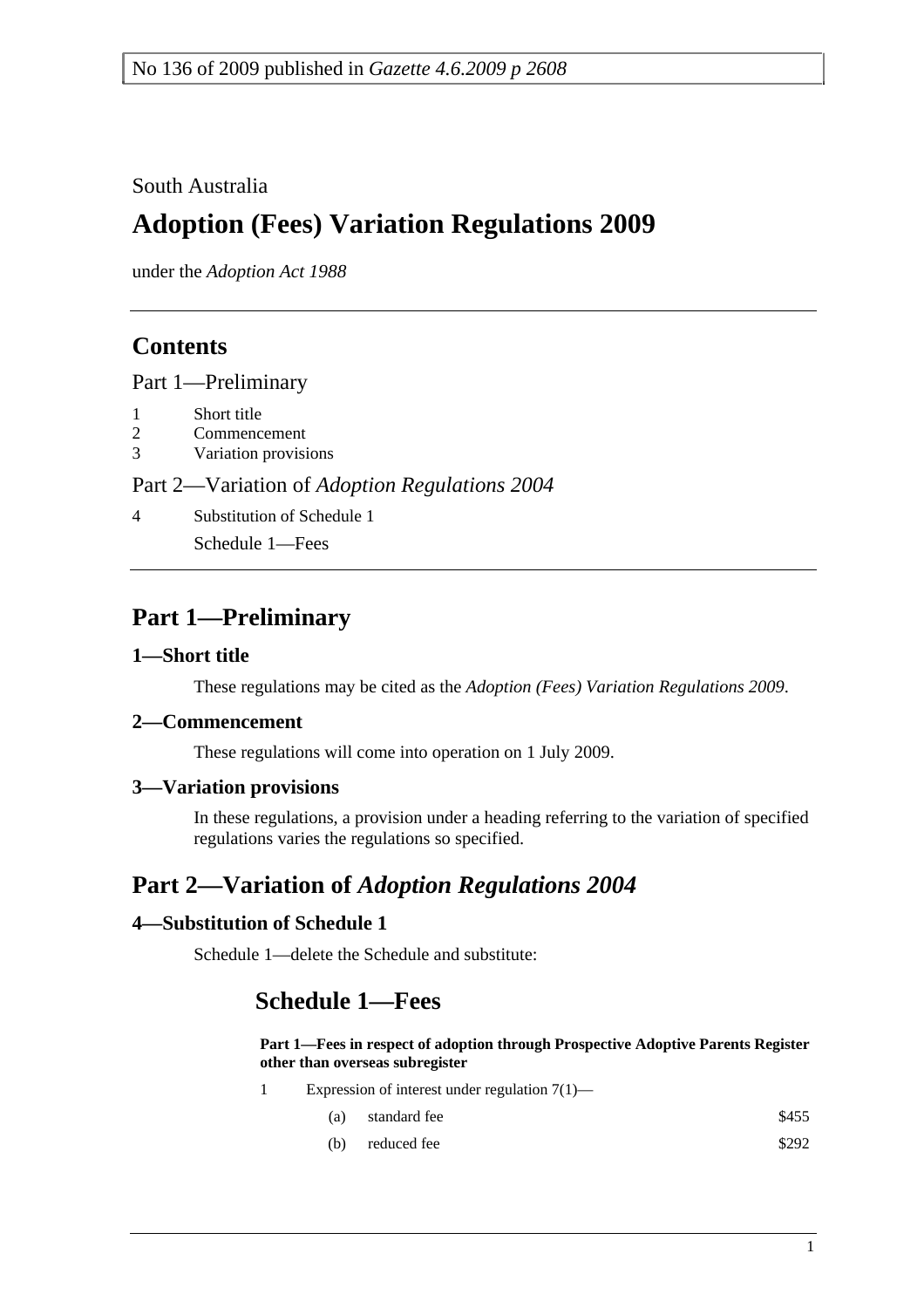No 136 of 2009 published in *Gazette 4.6.2009 p 2608*

South Australia

# Adoption (Fees) Variation Regulations 2009

under the *Adoption Act 1988*

## Contents

Part 1—Preliminary

1 Short title
2 Commencement
3 Variation provisions

Part 2—Variation of *Adoption Regulations 2004*

4 Substitution of Schedule 1

Schedule 1—Fees

## Part 1—Preliminary

### 1—Short title

These regulations may be cited as the *Adoption (Fees) Variation Regulations 2009*.

### 2—Commencement

These regulations will come into operation on 1 July 2009.

### 3—Variation provisions

In these regulations, a provision under a heading referring to the variation of specified regulations varies the regulations so specified.

## Part 2—Variation of *Adoption Regulations 2004*

### 4—Substitution of Schedule 1

Schedule 1—delete the Schedule and substitute:

## Schedule 1—Fees

**Part 1—Fees in respect of adoption through Prospective Adoptive Parents Register other than overseas subregister**

1 Expression of interest under regulation 7(1)—

| | | |
|---|---|---|
| (a) | standard fee | $455 |
| (b) | reduced fee | $292 |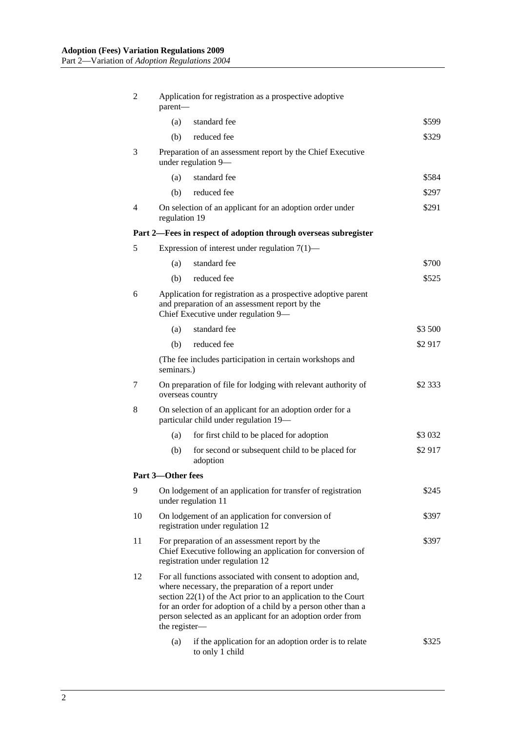| | | | |
|---|---|---|---|
| 2 | Application for registration as a prospective adoptive parent— | | |
| | (a) | standard fee | $599 |
| | (b) | reduced fee | $329 |
| 3 | Preparation of an assessment report by the Chief Executive under regulation 9— | | |
| | (a) | standard fee | $584 |
| | (b) | reduced fee | $297 |
| 4 | On selection of an applicant for an adoption order under regulation 19 | | $291 |
| **Part 2—Fees in respect of adoption through overseas subregister** | | | |
| 5 | Expression of interest under regulation 7(1)— | | |
| | (a) | standard fee | $700 |
| | (b) | reduced fee | $525 |
| 6 | Application for registration as a prospective adoptive parent and preparation of an assessment report by the Chief Executive under regulation 9— | | |
| | (a) | standard fee | $3 500 |
| | (b) | reduced fee | $2 917 |
| | (The fee includes participation in certain workshops and seminars.) | | |
| 7 | On preparation of file for lodging with relevant authority of overseas country | | $2 333 |
| 8 | On selection of an applicant for an adoption order for a particular child under regulation 19— | | |
| | (a) | for first child to be placed for adoption | $3 032 |
| | (b) | for second or subsequent child to be placed for adoption | $2 917 |
| **Part 3—Other fees** | | | |
| 9 | On lodgement of an application for transfer of registration under regulation 11 | | $245 |
| 10 | On lodgement of an application for conversion of registration under regulation 12 | | $397 |
| 11 | For preparation of an assessment report by the Chief Executive following an application for conversion of registration under regulation 12 | | $397 |
| 12 | For all functions associated with consent to adoption and, where necessary, the preparation of a report under section 22(1) of the Act prior to an application to the Court for an order for adoption of a child by a person other than a person selected as an applicant for an adoption order from the register— | | |
| | (a) | if the application for an adoption order is to relate to only 1 child | $325 |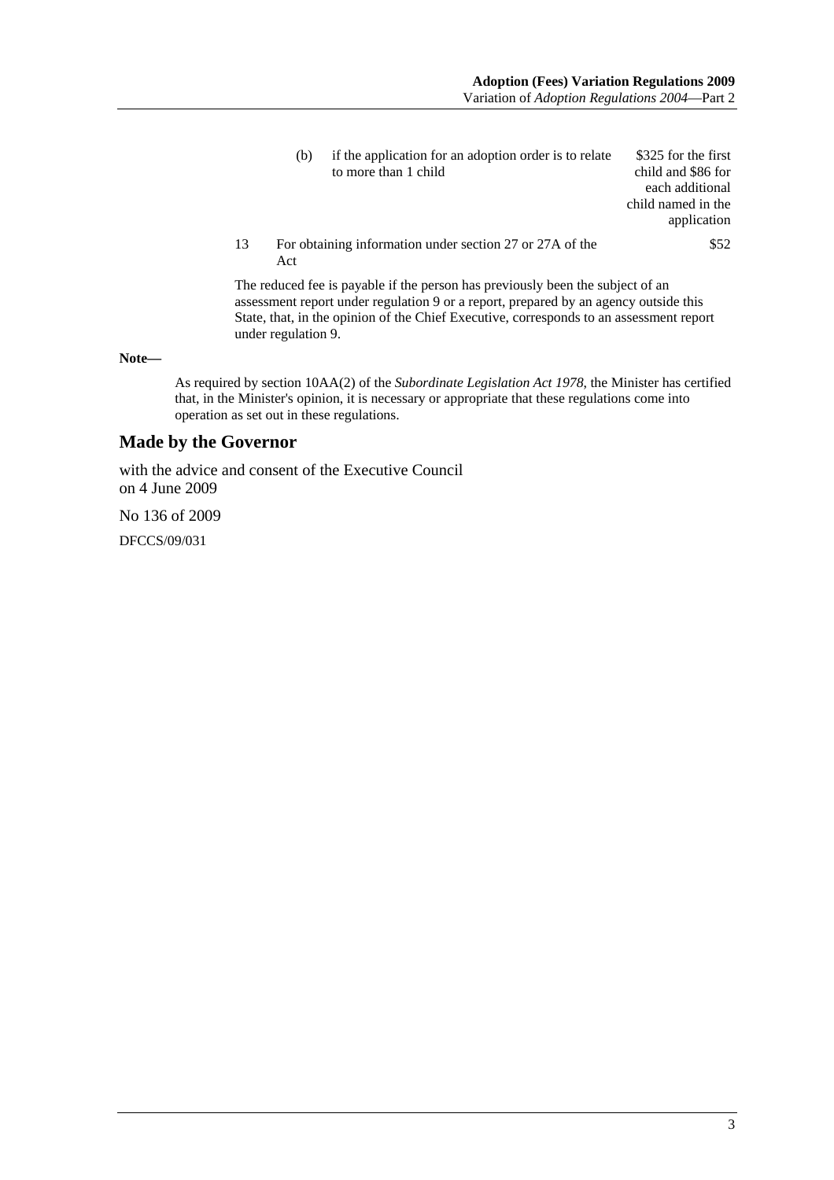| | | | |
|---|---|---|---|
| | (b) | if the application for an adoption order is to relate to more than 1 child | \$325 for the first child and \$86 for each additional child named in the application |
| 13 | For obtaining information under section 27 or 27A of the Act | | \$52 |

The reduced fee is payable if the person has previously been the subject of an assessment report under regulation 9 or a report, prepared by an agency outside this State, that, in the opinion of the Chief Executive, corresponds to an assessment report under regulation 9.

**Note—**

As required by section 10AA(2) of the *Subordinate Legislation Act 1978*, the Minister has certified that, in the Minister's opinion, it is necessary or appropriate that these regulations come into operation as set out in these regulations.

## Made by the Governor

with the advice and consent of the Executive Council on 4 June 2009

No 136 of 2009

DFCCS/09/031